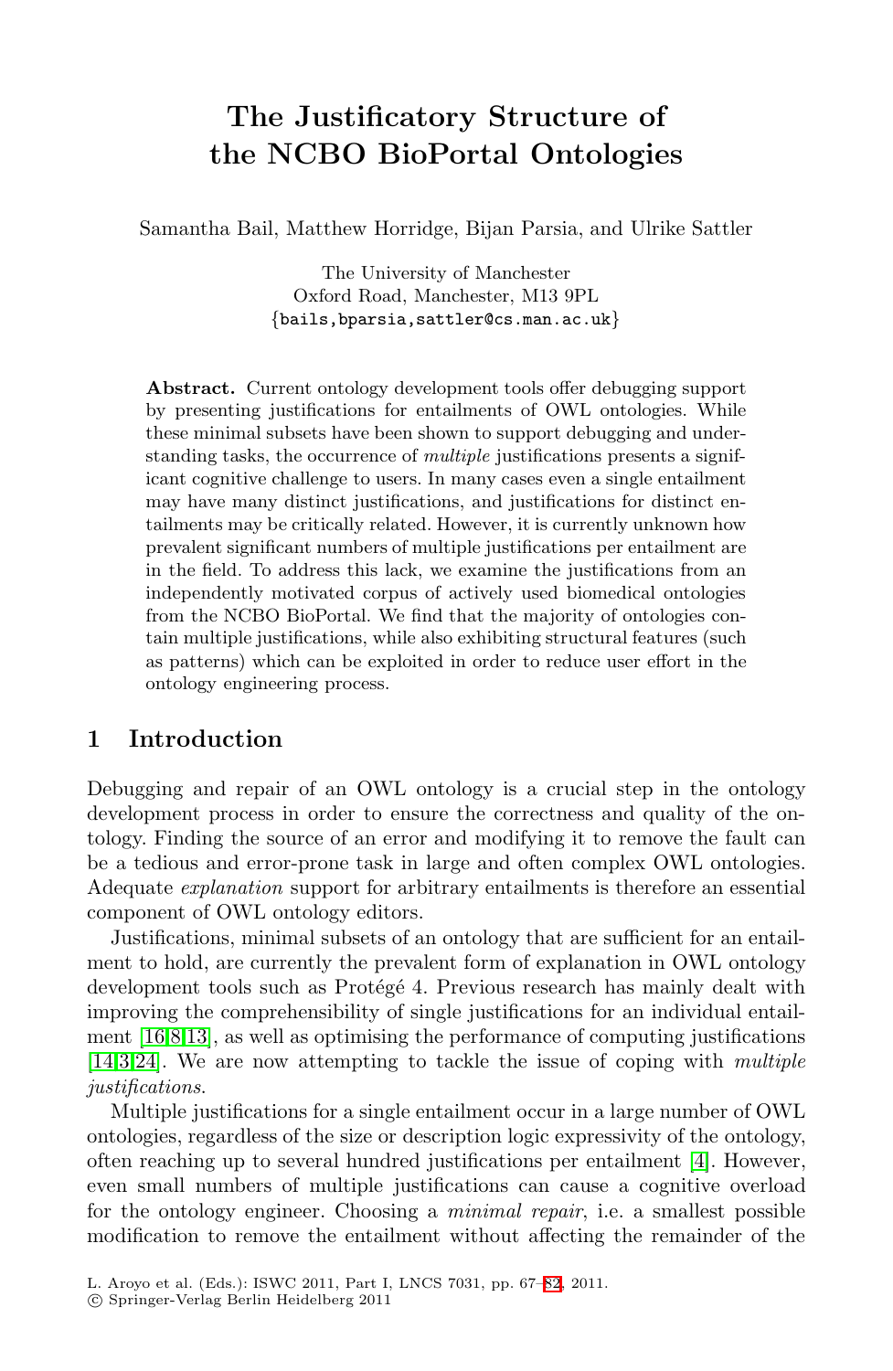# The Justificatory Structure of the NCBO BioPortal Ontologies

Samantha Bail, Matthew Horridge, Bijan Parsia, and Ulrike Sattler

The University of Manchester
Oxford Road, Manchester, M13 9PL
{bails,bparsia,sattler@cs.man.ac.uk}

**Abstract.** Current ontology development tools offer debugging support by presenting justifications for entailments of OWL ontologies. While these minimal subsets have been shown to support debugging and understanding tasks, the occurrence of *multiple* justifications presents a significant cognitive challenge to users. In many cases even a single entailment may have many distinct justifications, and justifications for distinct entailments may be critically related. However, it is currently unknown how prevalent significant numbers of multiple justifications per entailment are in the field. To address this lack, we examine the justifications from an independently motivated corpus of actively used biomedical ontologies from the NCBO BioPortal. We find that the majority of ontologies contain multiple justifications, while also exhibiting structural features (such as patterns) which can be exploited in order to reduce user effort in the ontology engineering process.

## 1 Introduction

Debugging and repair of an OWL ontology is a crucial step in the ontology development process in order to ensure the correctness and quality of the ontology. Finding the source of an error and modifying it to remove the fault can be a tedious and error-prone task in large and often complex OWL ontologies. Adequate *explanation* support for arbitrary entailments is therefore an essential component of OWL ontology editors.

Justifications, minimal subsets of an ontology that are sufficient for an entailment to hold, are currently the prevalent form of explanation in OWL ontology development tools such as Protégé 4. Previous research has mainly dealt with improving the comprehensibility of single justifications for an individual entailment [16,8,13], as well as optimising the performance of computing justifications [14,3,24]. We are now attempting to tackle the issue of coping with *multiple justifications*.

Multiple justifications for a single entailment occur in a large number of OWL ontologies, regardless of the size or description logic expressivity of the ontology, often reaching up to several hundred justifications per entailment [4]. However, even small numbers of multiple justifications can cause a cognitive overload for the ontology engineer. Choosing a *minimal repair*, i.e. a smallest possible modification to remove the entailment without affecting the remainder of the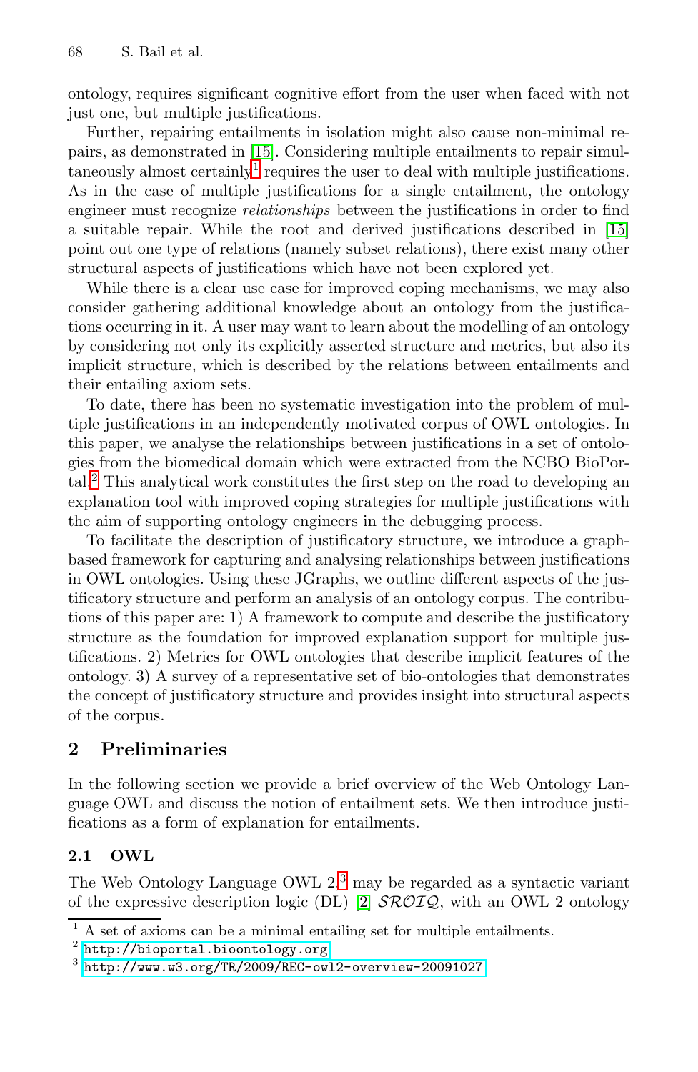ontology, requires significant cognitive effort from the user when faced with not just one, but multiple justifications.

Further, repairing entailments in isolation might also cause non-minimal repairs, as demonstrated in [15]. Considering multiple entailments to repair simultaneously almost certainly[1] requires the user to deal with multiple justifications. As in the case of multiple justifications for a single entailment, the ontology engineer must recognize *relationships* between the justifications in order to find a suitable repair. While the root and derived justifications described in [15] point out one type of relations (namely subset relations), there exist many other structural aspects of justifications which have not been explored yet.

While there is a clear use case for improved coping mechanisms, we may also consider gathering additional knowledge about an ontology from the justifications occurring in it. A user may want to learn about the modelling of an ontology by considering not only its explicitly asserted structure and metrics, but also its implicit structure, which is described by the relations between entailments and their entailing axiom sets.

To date, there has been no systematic investigation into the problem of multiple justifications in an independently motivated corpus of OWL ontologies. In this paper, we analyse the relationships between justifications in a set of ontologies from the biomedical domain which were extracted from the NCBO BioPortal.[2] This analytical work constitutes the first step on the road to developing an explanation tool with improved coping strategies for multiple justifications with the aim of supporting ontology engineers in the debugging process.

To facilitate the description of justificatory structure, we introduce a graph-based framework for capturing and analysing relationships between justifications in OWL ontologies. Using these JGraphs, we outline different aspects of the justificatory structure and perform an analysis of an ontology corpus. The contributions of this paper are: 1) A framework to compute and describe the justificatory structure as the foundation for improved explanation support for multiple justifications. 2) Metrics for OWL ontologies that describe implicit features of the ontology. 3) A survey of a representative set of bio-ontologies that demonstrates the concept of justificatory structure and provides insight into structural aspects of the corpus.

## 2 Preliminaries

In the following section we provide a brief overview of the Web Ontology Language OWL and discuss the notion of entailment sets. We then introduce justifications as a form of explanation for entailments.

### 2.1 OWL

The Web Ontology Language OWL 2[3] may be regarded as a syntactic variant of the expressive description logic (DL) [2] $\mathcal{SROIQ}$, with an OWL 2 ontology

---

[1] A set of axioms can be a minimal entailing set for multiple entailments.

[2] http://bioportal.bioontology.org

[3] http://www.w3.org/TR/2009/REC-owl2-overview-20091027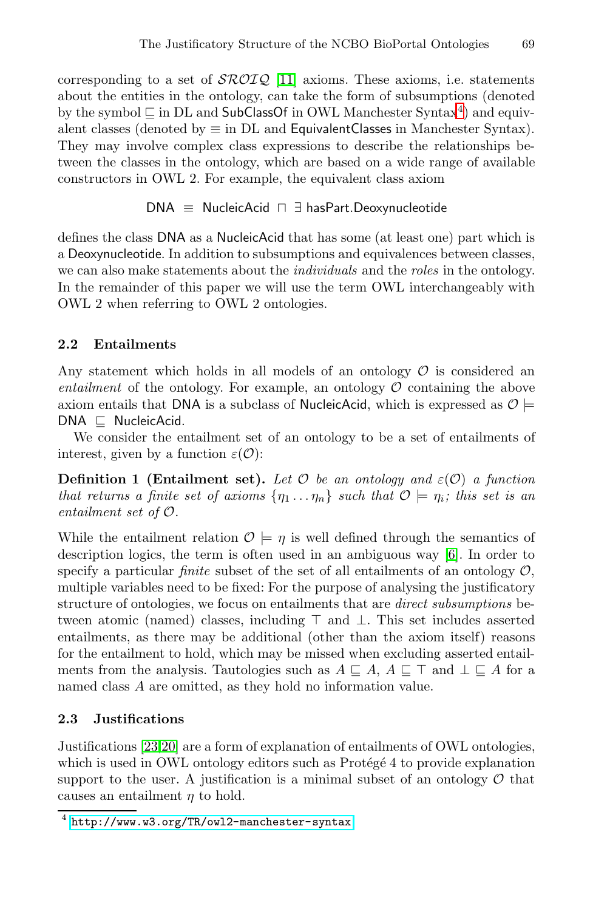corresponding to a set of $\mathcal{SROIQ}$ [11] axioms. These axioms, i.e. statements about the entities in the ontology, can take the form of subsumptions (denoted by the symbol $\sqsubseteq$ in DL and SubClassOf in OWL Manchester Syntax[4]) and equivalent classes (denoted by $\equiv$ in DL and EquivalentClasses in Manchester Syntax). They may involve complex class expressions to describe the relationships between the classes in the ontology, which are based on a wide range of available constructors in OWL 2. For example, the equivalent class axiom

$$\mathsf{DNA} \equiv \mathsf{NucleicAcid} \sqcap \exists\, \mathsf{hasPart.Deoxynucleotide}$$

defines the class DNA as a NucleicAcid that has some (at least one) part which is a Deoxynucleotide. In addition to subsumptions and equivalences between classes, we can also make statements about the *individuals* and the *roles* in the ontology. In the remainder of this paper we will use the term OWL interchangeably with OWL 2 when referring to OWL 2 ontologies.

### 2.2 Entailments

Any statement which holds in all models of an ontology $\mathcal{O}$ is considered an *entailment* of the ontology. For example, an ontology $\mathcal{O}$ containing the above axiom entails that DNA is a subclass of NucleicAcid, which is expressed as $\mathcal{O} \models \mathsf{DNA} \sqsubseteq \mathsf{NucleicAcid}$.

We consider the entailment set of an ontology to be a set of entailments of interest, given by a function $\varepsilon(\mathcal{O})$:

**Definition 1 (Entailment set).** *Let $\mathcal{O}$ be an ontology and $\varepsilon(\mathcal{O})$ a function that returns a finite set of axioms $\{\eta_1 \ldots \eta_n\}$ such that $\mathcal{O} \models \eta_i$; this set is an entailment set of $\mathcal{O}$.*

While the entailment relation $\mathcal{O} \models \eta$ is well defined through the semantics of description logics, the term is often used in an ambiguous way [6]. In order to specify a particular *finite* subset of the set of all entailments of an ontology $\mathcal{O}$, multiple variables need to be fixed: For the purpose of analysing the justificatory structure of ontologies, we focus on entailments that are *direct subsumptions* between atomic (named) classes, including $\top$ and $\bot$. This set includes asserted entailments, as there may be additional (other than the axiom itself) reasons for the entailment to hold, which may be missed when excluding asserted entailments from the analysis. Tautologies such as $A \sqsubseteq A$, $A \sqsubseteq \top$ and $\bot \sqsubseteq A$ for a named class $A$ are omitted, as they hold no information value.

### 2.3 Justifications

Justifications [23,20] are a form of explanation of entailments of OWL ontologies, which is used in OWL ontology editors such as Protégé 4 to provide explanation support to the user. A justification is a minimal subset of an ontology $\mathcal{O}$ that causes an entailment $\eta$ to hold.

[4] http://www.w3.org/TR/owl2-manchester-syntax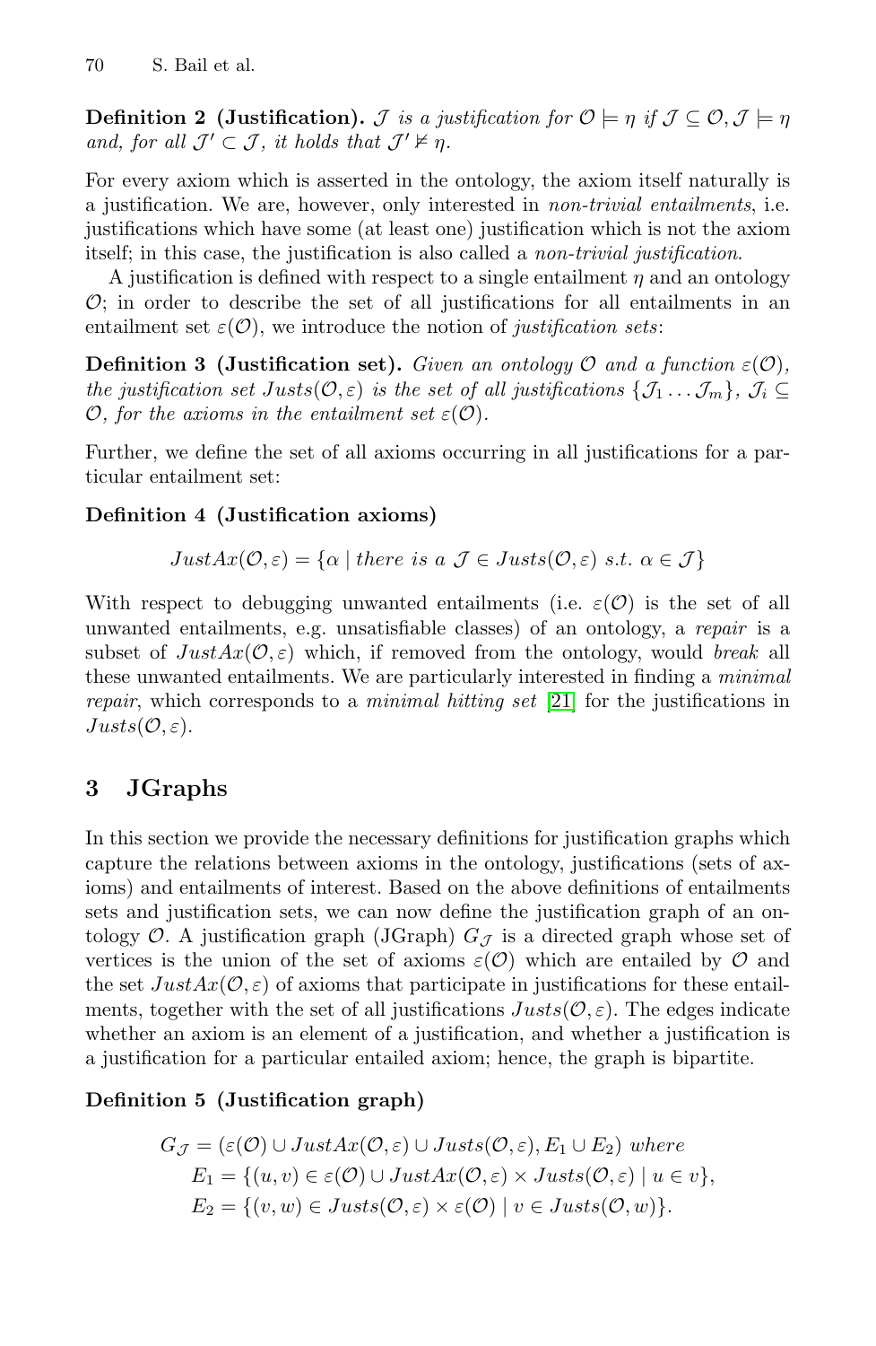**Definition 2 (Justification).** *$\mathcal{J}$ is a justification for $\mathcal{O} \models \eta$ if $\mathcal{J} \subseteq \mathcal{O}, \mathcal{J} \models \eta$ and, for all $\mathcal{J}' \subset \mathcal{J}$, it holds that $\mathcal{J}' \not\models \eta$.*

For every axiom which is asserted in the ontology, the axiom itself naturally is a justification. We are, however, only interested in *non-trivial entailments*, i.e. justifications which have some (at least one) justification which is not the axiom itself; in this case, the justification is also called a *non-trivial justification*.

A justification is defined with respect to a single entailment $\eta$ and an ontology $\mathcal{O}$; in order to describe the set of all justifications for all entailments in an entailment set $\varepsilon(\mathcal{O})$, we introduce the notion of *justification sets*:

**Definition 3 (Justification set).** *Given an ontology $\mathcal{O}$ and a function $\varepsilon(\mathcal{O})$, the justification set $Justs(\mathcal{O}, \varepsilon)$ is the set of all justifications $\{\mathcal{J}_1 \ldots \mathcal{J}_m\}$, $\mathcal{J}_i \subseteq \mathcal{O}$, for the axioms in the entailment set $\varepsilon(\mathcal{O})$.*

Further, we define the set of all axioms occurring in all justifications for a particular entailment set:

**Definition 4 (Justification axioms)**

$$JustAx(\mathcal{O}, \varepsilon) = \{\alpha \mid \textit{there is a } \mathcal{J} \in Justs(\mathcal{O}, \varepsilon) \textit{ s.t. } \alpha \in \mathcal{J}\}$$

With respect to debugging unwanted entailments (i.e. $\varepsilon(\mathcal{O})$ is the set of all unwanted entailments, e.g. unsatisfiable classes) of an ontology, a *repair* is a subset of $JustAx(\mathcal{O}, \varepsilon)$ which, if removed from the ontology, would *break* all these unwanted entailments. We are particularly interested in finding a *minimal repair*, which corresponds to a *minimal hitting set* [21] for the justifications in $Justs(\mathcal{O}, \varepsilon)$.

## 3 JGraphs

In this section we provide the necessary definitions for justification graphs which capture the relations between axioms in the ontology, justifications (sets of axioms) and entailments of interest. Based on the above definitions of entailments sets and justification sets, we can now define the justification graph of an ontology $\mathcal{O}$. A justification graph (JGraph) $G_{\mathcal{J}}$ is a directed graph whose set of vertices is the union of the set of axioms $\varepsilon(\mathcal{O})$ which are entailed by $\mathcal{O}$ and the set $JustAx(\mathcal{O}, \varepsilon)$ of axioms that participate in justifications for these entailments, together with the set of all justifications $Justs(\mathcal{O}, \varepsilon)$. The edges indicate whether an axiom is an element of a justification, and whether a justification is a justification for a particular entailed axiom; hence, the graph is bipartite.

**Definition 5 (Justification graph)**

$$\begin{aligned}
G_{\mathcal{J}} &= (\varepsilon(\mathcal{O}) \cup JustAx(\mathcal{O}, \varepsilon) \cup Justs(\mathcal{O}, \varepsilon), E_1 \cup E_2) \textit{ where} \\
E_1 &= \{(u, v) \in \varepsilon(\mathcal{O}) \cup JustAx(\mathcal{O}, \varepsilon) \times Justs(\mathcal{O}, \varepsilon) \mid u \in v\}, \\
E_2 &= \{(v, w) \in Justs(\mathcal{O}, \varepsilon) \times \varepsilon(\mathcal{O}) \mid v \in Justs(\mathcal{O}, w)\}.
\end{aligned}$$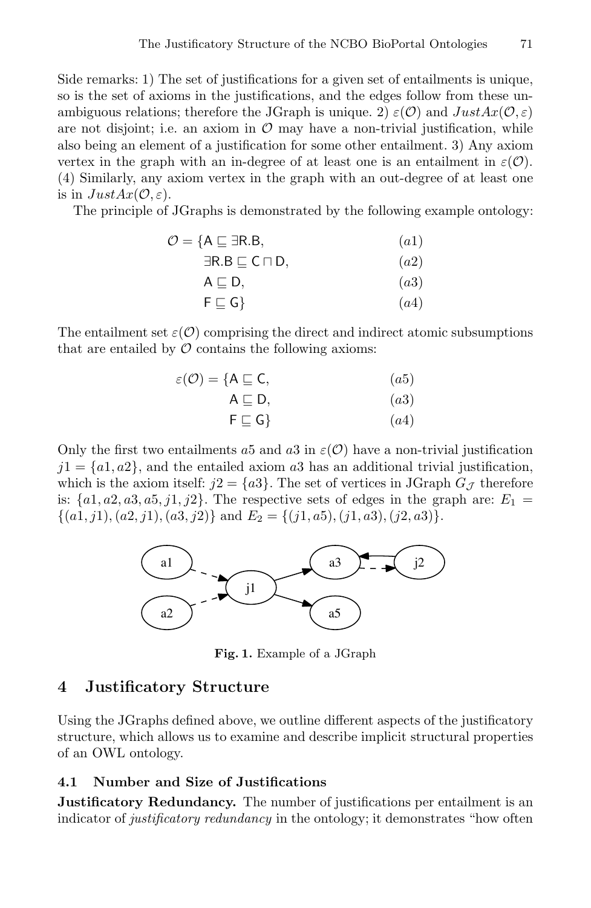Side remarks: 1) The set of justifications for a given set of entailments is unique, so is the set of axioms in the justifications, and the edges follow from these unambiguous relations; therefore the JGraph is unique. 2) $\varepsilon(\mathcal{O})$ and $JustAx(\mathcal{O}, \varepsilon)$ are not disjoint; i.e. an axiom in $\mathcal{O}$ may have a non-trivial justification, while also being an element of a justification for some other entailment. 3) Any axiom vertex in the graph with an in-degree of at least one is an entailment in $\varepsilon(\mathcal{O})$. (4) Similarly, any axiom vertex in the graph with an out-degree of at least one is in $JustAx(\mathcal{O}, \varepsilon)$.

The principle of JGraphs is demonstrated by the following example ontology:

$$
\begin{aligned}
\mathcal{O} = \{ & \mathsf{A} \sqsubseteq \exists \mathsf{R.B}, && (a1)\\
& \exists \mathsf{R.B} \sqsubseteq \mathsf{C} \sqcap \mathsf{D}, && (a2)\\
& \mathsf{A} \sqsubseteq \mathsf{D}, && (a3)\\
& \mathsf{F} \sqsubseteq \mathsf{G} \} && (a4)
\end{aligned}
$$

The entailment set $\varepsilon(\mathcal{O})$ comprising the direct and indirect atomic subsumptions that are entailed by $\mathcal{O}$ contains the following axioms:

$$
\begin{aligned}
\varepsilon(\mathcal{O}) = \{ & \mathsf{A} \sqsubseteq \mathsf{C}, && (a5)\\
& \mathsf{A} \sqsubseteq \mathsf{D}, && (a3)\\
& \mathsf{F} \sqsubseteq \mathsf{G} \} && (a4)
\end{aligned}
$$

Only the first two entailments $a5$ and $a3$ in $\varepsilon(\mathcal{O})$ have a non-trivial justification $j1 = \{a1, a2\}$, and the entailed axiom $a3$ has an additional trivial justification, which is the axiom itself: $j2 = \{a3\}$. The set of vertices in JGraph $G_{\mathcal{J}}$ therefore is: $\{a1, a2, a3, a5, j1, j2\}$. The respective sets of edges in the graph are: $E_1 = \{(a1, j1), (a2, j1), (a3, j2)\}$ and $E_2 = \{(j1, a5), (j1, a3), (j2, a3)\}$.

**Fig. 1.** Example of a JGraph

## 4 Justificatory Structure

Using the JGraphs defined above, we outline different aspects of the justificatory structure, which allows us to examine and describe implicit structural properties of an OWL ontology.

### 4.1 Number and Size of Justifications

**Justificatory Redundancy.** The number of justifications per entailment is an indicator of *justificatory redundancy* in the ontology; it demonstrates "how often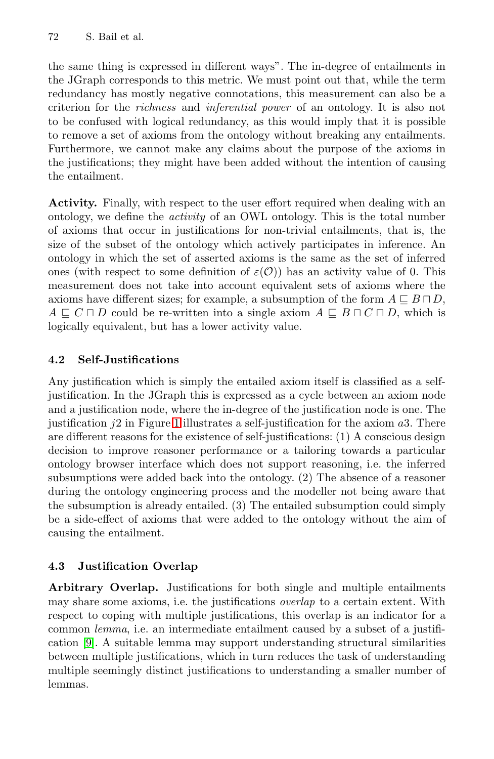the same thing is expressed in different ways". The in-degree of entailments in the JGraph corresponds to this metric. We must point out that, while the term redundancy has mostly negative connotations, this measurement can also be a criterion for the *richness* and *inferential power* of an ontology. It is also not to be confused with logical redundancy, as this would imply that it is possible to remove a set of axioms from the ontology without breaking any entailments. Furthermore, we cannot make any claims about the purpose of the axioms in the justifications; they might have been added without the intention of causing the entailment.

**Activity.** Finally, with respect to the user effort required when dealing with an ontology, we define the *activity* of an OWL ontology. This is the total number of axioms that occur in justifications for non-trivial entailments, that is, the size of the subset of the ontology which actively participates in inference. An ontology in which the set of asserted axioms is the same as the set of inferred ones (with respect to some definition of $\varepsilon(\mathcal{O})$) has an activity value of 0. This measurement does not take into account equivalent sets of axioms where the axioms have different sizes; for example, a subsumption of the form $A \sqsubseteq B \sqcap D$, $A \sqsubseteq C \sqcap D$ could be re-written into a single axiom $A \sqsubseteq B \sqcap C \sqcap D$, which is logically equivalent, but has a lower activity value.

### 4.2 Self-Justifications

Any justification which is simply the entailed axiom itself is classified as a self-justification. In the JGraph this is expressed as a cycle between an axiom node and a justification node, where the in-degree of the justification node is one. The justification $j2$ in Figure 1 illustrates a self-justification for the axiom $a3$. There are different reasons for the existence of self-justifications: (1) A conscious design decision to improve reasoner performance or a tailoring towards a particular ontology browser interface which does not support reasoning, i.e. the inferred subsumptions were added back into the ontology. (2) The absence of a reasoner during the ontology engineering process and the modeller not being aware that the subsumption is already entailed. (3) The entailed subsumption could simply be a side-effect of axioms that were added to the ontology without the aim of causing the entailment.

### 4.3 Justification Overlap

**Arbitrary Overlap.** Justifications for both single and multiple entailments may share some axioms, i.e. the justifications *overlap* to a certain extent. With respect to coping with multiple justifications, this overlap is an indicator for a common *lemma*, i.e. an intermediate entailment caused by a subset of a justification [9]. A suitable lemma may support understanding structural similarities between multiple justifications, which in turn reduces the task of understanding multiple seemingly distinct justifications to understanding a smaller number of lemmas.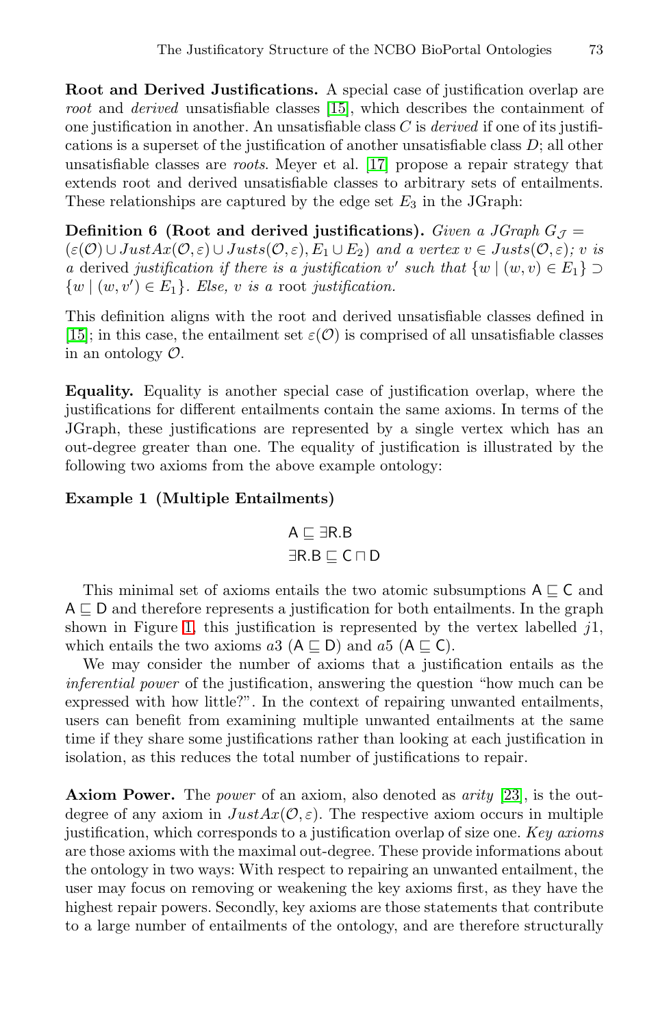**Root and Derived Justifications.** A special case of justification overlap are *root* and *derived* unsatisfiable classes [15], which describes the containment of one justification in another. An unsatisfiable class $C$ is *derived* if one of its justifications is a superset of the justification of another unsatisfiable class $D$; all other unsatisfiable classes are *roots*. Meyer et al. [17] propose a repair strategy that extends root and derived unsatisfiable classes to arbitrary sets of entailments. These relationships are captured by the edge set $E_3$ in the JGraph:

**Definition 6 (Root and derived justifications).** *Given a JGraph* $G_{\mathcal{J}} = (\varepsilon(\mathcal{O}) \cup JustAx(\mathcal{O}, \varepsilon) \cup Justs(\mathcal{O}, \varepsilon), E_1 \cup E_2)$ *and a vertex* $v \in Justs(\mathcal{O}, \varepsilon)$*; v is a* derived *justification if there is a justification* $v'$ *such that* $\{w \mid (w, v) \in E_1\} \supset \{w \mid (w, v') \in E_1\}$*. Else, v is a* root *justification.*

This definition aligns with the root and derived unsatisfiable classes defined in [15]; in this case, the entailment set $\varepsilon(\mathcal{O})$ is comprised of all unsatisfiable classes in an ontology $\mathcal{O}$.

**Equality.** Equality is another special case of justification overlap, where the justifications for different entailments contain the same axioms. In terms of the JGraph, these justifications are represented by a single vertex which has an out-degree greater than one. The equality of justification is illustrated by the following two axioms from the above example ontology:

**Example 1 (Multiple Entailments)**

$$\mathsf{A} \sqsubseteq \exists \mathsf{R}.\mathsf{B}$$
$$\exists \mathsf{R}.\mathsf{B} \sqsubseteq \mathsf{C} \sqcap \mathsf{D}$$

This minimal set of axioms entails the two atomic subsumptions $\mathsf{A} \sqsubseteq \mathsf{C}$ and $\mathsf{A} \sqsubseteq \mathsf{D}$ and therefore represents a justification for both entailments. In the graph shown in Figure 1, this justification is represented by the vertex labelled $j1$, which entails the two axioms $a3$ ($\mathsf{A} \sqsubseteq \mathsf{D}$) and $a5$ ($\mathsf{A} \sqsubseteq \mathsf{C}$).

We may consider the number of axioms that a justification entails as the *inferential power* of the justification, answering the question "how much can be expressed with how little?". In the context of repairing unwanted entailments, users can benefit from examining multiple unwanted entailments at the same time if they share some justifications rather than looking at each justification in isolation, as this reduces the total number of justifications to repair.

**Axiom Power.** The *power* of an axiom, also denoted as *arity* [23], is the out-degree of any axiom in $JustAx(\mathcal{O}, \varepsilon)$. The respective axiom occurs in multiple justification, which corresponds to a justification overlap of size one. *Key axioms* are those axioms with the maximal out-degree. These provide informations about the ontology in two ways: With respect to repairing an unwanted entailment, the user may focus on removing or weakening the key axioms first, as they have the highest repair powers. Secondly, key axioms are those statements that contribute to a large number of entailments of the ontology, and are therefore structurally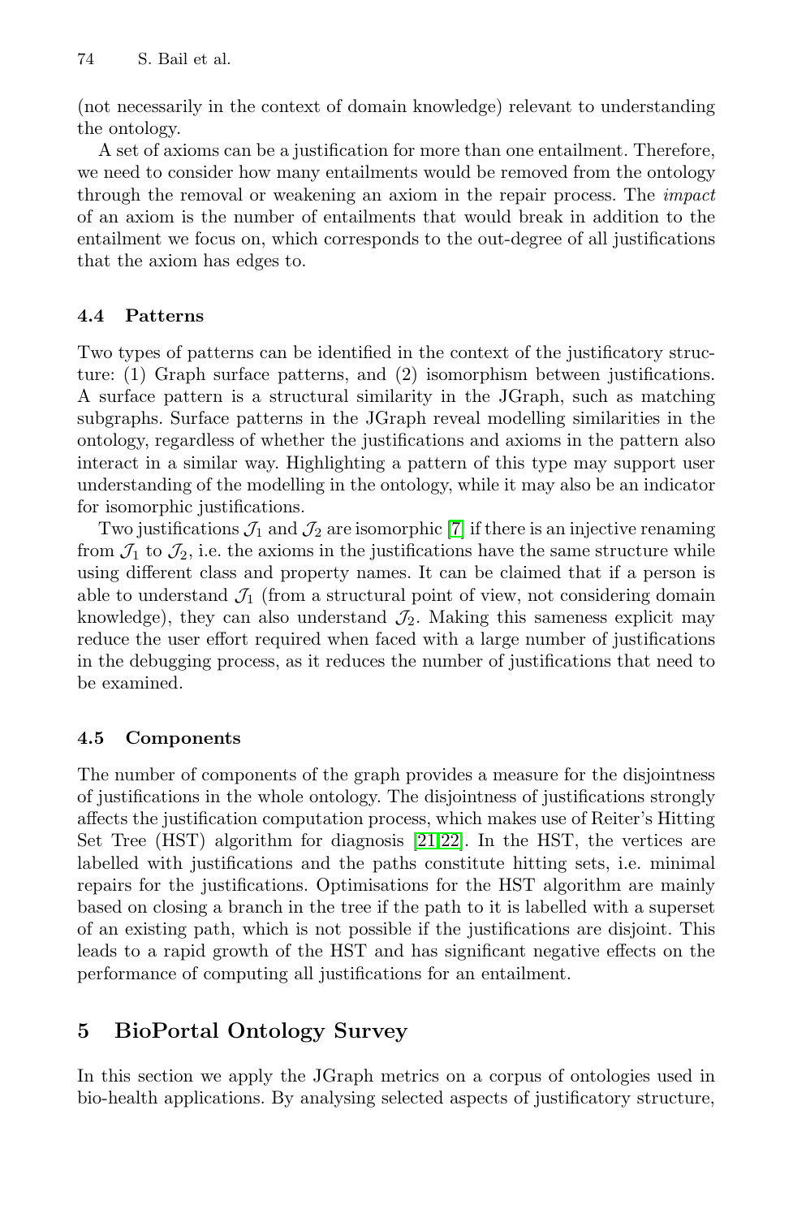(not necessarily in the context of domain knowledge) relevant to understanding the ontology.

A set of axioms can be a justification for more than one entailment. Therefore, we need to consider how many entailments would be removed from the ontology through the removal or weakening an axiom in the repair process. The *impact* of an axiom is the number of entailments that would break in addition to the entailment we focus on, which corresponds to the out-degree of all justifications that the axiom has edges to.

### 4.4 Patterns

Two types of patterns can be identified in the context of the justificatory structure: (1) Graph surface patterns, and (2) isomorphism between justifications. A surface pattern is a structural similarity in the JGraph, such as matching subgraphs. Surface patterns in the JGraph reveal modelling similarities in the ontology, regardless of whether the justifications and axioms in the pattern also interact in a similar way. Highlighting a pattern of this type may support user understanding of the modelling in the ontology, while it may also be an indicator for isomorphic justifications.

Two justifications $\mathcal{J}_1$ and $\mathcal{J}_2$ are isomorphic [7] if there is an injective renaming from $\mathcal{J}_1$ to $\mathcal{J}_2$, i.e. the axioms in the justifications have the same structure while using different class and property names. It can be claimed that if a person is able to understand $\mathcal{J}_1$ (from a structural point of view, not considering domain knowledge), they can also understand $\mathcal{J}_2$. Making this sameness explicit may reduce the user effort required when faced with a large number of justifications in the debugging process, as it reduces the number of justifications that need to be examined.

### 4.5 Components

The number of components of the graph provides a measure for the disjointness of justifications in the whole ontology. The disjointness of justifications strongly affects the justification computation process, which makes use of Reiter's Hitting Set Tree (HST) algorithm for diagnosis [21,22]. In the HST, the vertices are labelled with justifications and the paths constitute hitting sets, i.e. minimal repairs for the justifications. Optimisations for the HST algorithm are mainly based on closing a branch in the tree if the path to it is labelled with a superset of an existing path, which is not possible if the justifications are disjoint. This leads to a rapid growth of the HST and has significant negative effects on the performance of computing all justifications for an entailment.

## 5 BioPortal Ontology Survey

In this section we apply the JGraph metrics on a corpus of ontologies used in bio-health applications. By analysing selected aspects of justificatory structure,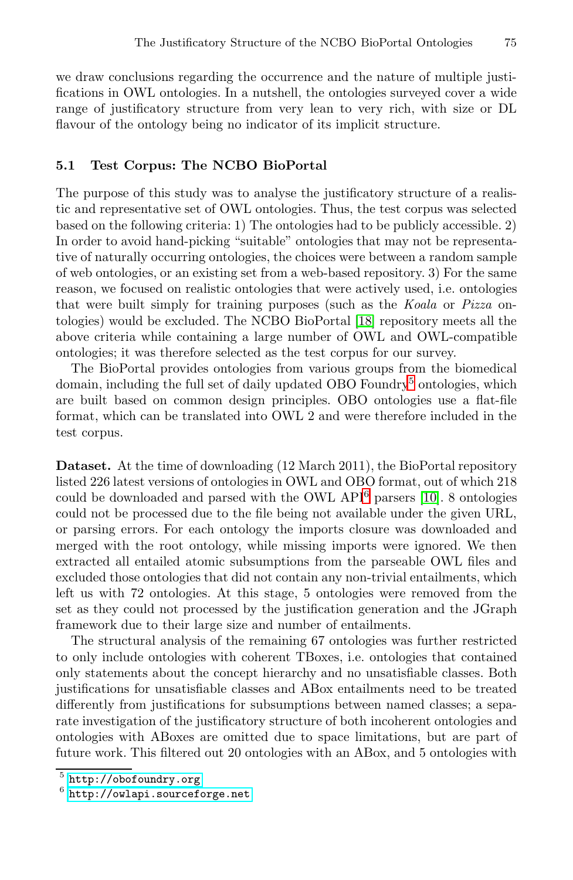we draw conclusions regarding the occurrence and the nature of multiple justifications in OWL ontologies. In a nutshell, the ontologies surveyed cover a wide range of justificatory structure from very lean to very rich, with size or DL flavour of the ontology being no indicator of its implicit structure.

### 5.1 Test Corpus: The NCBO BioPortal

The purpose of this study was to analyse the justificatory structure of a realistic and representative set of OWL ontologies. Thus, the test corpus was selected based on the following criteria: 1) The ontologies had to be publicly accessible. 2) In order to avoid hand-picking "suitable" ontologies that may not be representative of naturally occurring ontologies, the choices were between a random sample of web ontologies, or an existing set from a web-based repository. 3) For the same reason, we focused on realistic ontologies that were actively used, i.e. ontologies that were built simply for training purposes (such as the *Koala* or *Pizza* ontologies) would be excluded. The NCBO BioPortal [18] repository meets all the above criteria while containing a large number of OWL and OWL-compatible ontologies; it was therefore selected as the test corpus for our survey.

The BioPortal provides ontologies from various groups from the biomedical domain, including the full set of daily updated OBO Foundry[5] ontologies, which are built based on common design principles. OBO ontologies use a flat-file format, which can be translated into OWL 2 and were therefore included in the test corpus.

**Dataset.** At the time of downloading (12 March 2011), the BioPortal repository listed 226 latest versions of ontologies in OWL and OBO format, out of which 218 could be downloaded and parsed with the OWL API[6] parsers [10]. 8 ontologies could not be processed due to the file being not available under the given URL, or parsing errors. For each ontology the imports closure was downloaded and merged with the root ontology, while missing imports were ignored. We then extracted all entailed atomic subsumptions from the parseable OWL files and excluded those ontologies that did not contain any non-trivial entailments, which left us with 72 ontologies. At this stage, 5 ontologies were removed from the set as they could not processed by the justification generation and the JGraph framework due to their large size and number of entailments.

The structural analysis of the remaining 67 ontologies was further restricted to only include ontologies with coherent TBoxes, i.e. ontologies that contained only statements about the concept hierarchy and no unsatisfiable classes. Both justifications for unsatisfiable classes and ABox entailments need to be treated differently from justifications for subsumptions between named classes; a separate investigation of the justificatory structure of both incoherent ontologies and ontologies with ABoxes are omitted due to space limitations, but are part of future work. This filtered out 20 ontologies with an ABox, and 5 ontologies with

[5] http://obofoundry.org

[6] http://owlapi.sourceforge.net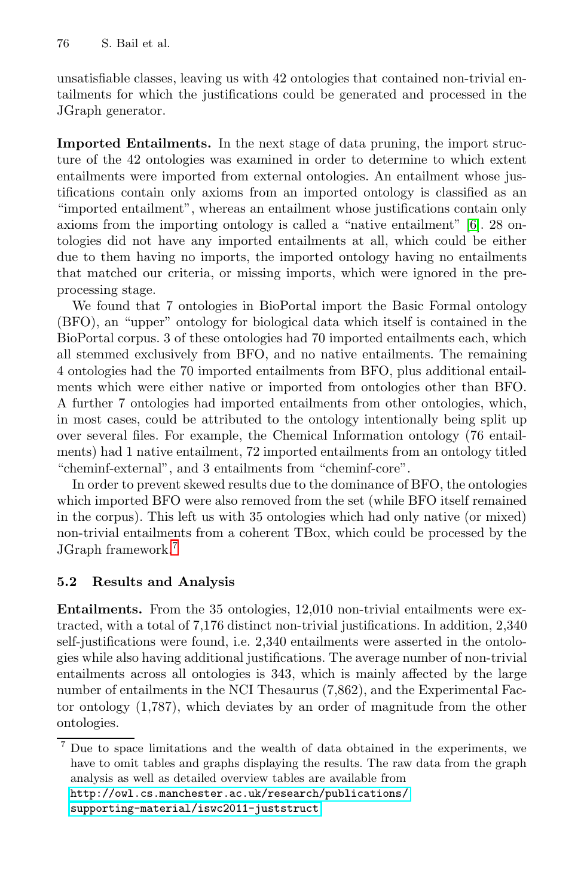unsatisfiable classes, leaving us with 42 ontologies that contained non-trivial entailments for which the justifications could be generated and processed in the JGraph generator.

**Imported Entailments.** In the next stage of data pruning, the import structure of the 42 ontologies was examined in order to determine to which extent entailments were imported from external ontologies. An entailment whose justifications contain only axioms from an imported ontology is classified as an "imported entailment", whereas an entailment whose justifications contain only axioms from the importing ontology is called a "native entailment" [6]. 28 ontologies did not have any imported entailments at all, which could be either due to them having no imports, the imported ontology having no entailments that matched our criteria, or missing imports, which were ignored in the pre-processing stage.

We found that 7 ontologies in BioPortal import the Basic Formal ontology (BFO), an "upper" ontology for biological data which itself is contained in the BioPortal corpus. 3 of these ontologies had 70 imported entailments each, which all stemmed exclusively from BFO, and no native entailments. The remaining 4 ontologies had the 70 imported entailments from BFO, plus additional entailments which were either native or imported from ontologies other than BFO. A further 7 ontologies had imported entailments from other ontologies, which, in most cases, could be attributed to the ontology intentionally being split up over several files. For example, the Chemical Information ontology (76 entailments) had 1 native entailment, 72 imported entailments from an ontology titled "cheminf-external", and 3 entailments from "cheminf-core".

In order to prevent skewed results due to the dominance of BFO, the ontologies which imported BFO were also removed from the set (while BFO itself remained in the corpus). This left us with 35 ontologies which had only native (or mixed) non-trivial entailments from a coherent TBox, which could be processed by the JGraph framework.[7]

### 5.2 Results and Analysis

**Entailments.** From the 35 ontologies, 12,010 non-trivial entailments were extracted, with a total of 7,176 distinct non-trivial justifications. In addition, 2,340 self-justifications were found, i.e. 2,340 entailments were asserted in the ontologies while also having additional justifications. The average number of non-trivial entailments across all ontologies is 343, which is mainly affected by the large number of entailments in the NCI Thesaurus (7,862), and the Experimental Factor ontology (1,787), which deviates by an order of magnitude from the other ontologies.

[7] Due to space limitations and the wealth of data obtained in the experiments, we have to omit tables and graphs displaying the results. The raw data from the graph analysis as well as detailed overview tables are available from http://owl.cs.manchester.ac.uk/research/publications/supporting-material/iswc2011-juststruct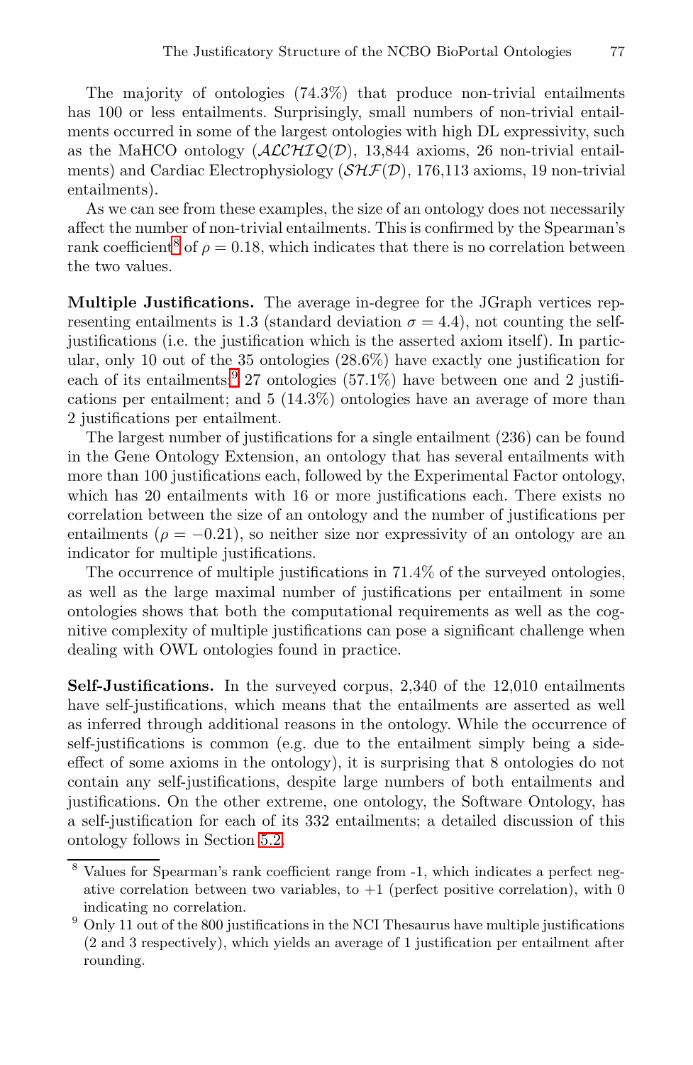The majority of ontologies (74.3%) that produce non-trivial entailments has 100 or less entailments. Surprisingly, small numbers of non-trivial entailments occurred in some of the largest ontologies with high DL expressivity, such as the MaHCO ontology ($\mathcal{ALCHIQ}(\mathcal{D})$, 13,844 axioms, 26 non-trivial entailments) and Cardiac Electrophysiology ($\mathcal{SHF}(\mathcal{D})$, 176,113 axioms, 19 non-trivial entailments).

As we can see from these examples, the size of an ontology does not necessarily affect the number of non-trivial entailments. This is confirmed by the Spearman's rank coefficient[8] of $\rho = 0.18$, which indicates that there is no correlation between the two values.

**Multiple Justifications.** The average in-degree for the JGraph vertices representing entailments is 1.3 (standard deviation $\sigma = 4.4$), not counting the self-justifications (i.e. the justification which is the asserted axiom itself). In particular, only 10 out of the 35 ontologies (28.6%) have exactly one justification for each of its entailments;[9] 27 ontologies (57.1%) have between one and 2 justifications per entailment; and 5 (14.3%) ontologies have an average of more than 2 justifications per entailment.

The largest number of justifications for a single entailment (236) can be found in the Gene Ontology Extension, an ontology that has several entailments with more than 100 justifications each, followed by the Experimental Factor ontology, which has 20 entailments with 16 or more justifications each. There exists no correlation between the size of an ontology and the number of justifications per entailments ($\rho = -0.21$), so neither size nor expressivity of an ontology are an indicator for multiple justifications.

The occurrence of multiple justifications in 71.4% of the surveyed ontologies, as well as the large maximal number of justifications per entailment in some ontologies shows that both the computational requirements as well as the cognitive complexity of multiple justifications can pose a significant challenge when dealing with OWL ontologies found in practice.

**Self-Justifications.** In the surveyed corpus, 2,340 of the 12,010 entailments have self-justifications, which means that the entailments are asserted as well as inferred through additional reasons in the ontology. While the occurrence of self-justifications is common (e.g. due to the entailment simply being a side-effect of some axioms in the ontology), it is surprising that 8 ontologies do not contain any self-justifications, despite large numbers of both entailments and justifications. On the other extreme, one ontology, the Software Ontology, has a self-justification for each of its 332 entailments; a detailed discussion of this ontology follows in Section 5.2.

---

[8] Values for Spearman's rank coefficient range from -1, which indicates a perfect negative correlation between two variables, to +1 (perfect positive correlation), with 0 indicating no correlation.

[9] Only 11 out of the 800 justifications in the NCI Thesaurus have multiple justifications (2 and 3 respectively), which yields an average of 1 justification per entailment after rounding.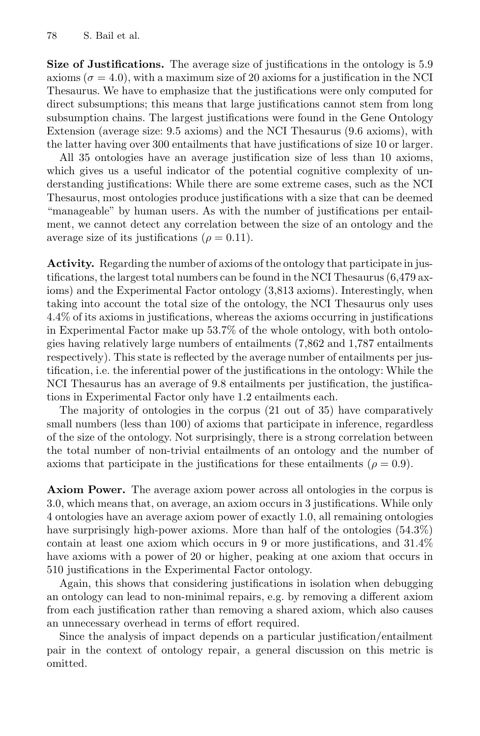**Size of Justifications.** The average size of justifications in the ontology is 5.9 axioms ($\sigma = 4.0$), with a maximum size of 20 axioms for a justification in the NCI Thesaurus. We have to emphasize that the justifications were only computed for direct subsumptions; this means that large justifications cannot stem from long subsumption chains. The largest justifications were found in the Gene Ontology Extension (average size: 9.5 axioms) and the NCI Thesaurus (9.6 axioms), with the latter having over 300 entailments that have justifications of size 10 or larger.

All 35 ontologies have an average justification size of less than 10 axioms, which gives us a useful indicator of the potential cognitive complexity of understanding justifications: While there are some extreme cases, such as the NCI Thesaurus, most ontologies produce justifications with a size that can be deemed "manageable" by human users. As with the number of justifications per entailment, we cannot detect any correlation between the size of an ontology and the average size of its justifications ($\rho = 0.11$).

**Activity.** Regarding the number of axioms of the ontology that participate in justifications, the largest total numbers can be found in the NCI Thesaurus (6,479 axioms) and the Experimental Factor ontology (3,813 axioms). Interestingly, when taking into account the total size of the ontology, the NCI Thesaurus only uses 4.4% of its axioms in justifications, whereas the axioms occurring in justifications in Experimental Factor make up 53.7% of the whole ontology, with both ontologies having relatively large numbers of entailments (7,862 and 1,787 entailments respectively). This state is reflected by the average number of entailments per justification, i.e. the inferential power of the justifications in the ontology: While the NCI Thesaurus has an average of 9.8 entailments per justification, the justifications in Experimental Factor only have 1.2 entailments each.

The majority of ontologies in the corpus (21 out of 35) have comparatively small numbers (less than 100) of axioms that participate in inference, regardless of the size of the ontology. Not surprisingly, there is a strong correlation between the total number of non-trivial entailments of an ontology and the number of axioms that participate in the justifications for these entailments ($\rho = 0.9$).

**Axiom Power.** The average axiom power across all ontologies in the corpus is 3.0, which means that, on average, an axiom occurs in 3 justifications. While only 4 ontologies have an average axiom power of exactly 1.0, all remaining ontologies have surprisingly high-power axioms. More than half of the ontologies (54.3%) contain at least one axiom which occurs in 9 or more justifications, and 31.4% have axioms with a power of 20 or higher, peaking at one axiom that occurs in 510 justifications in the Experimental Factor ontology.

Again, this shows that considering justifications in isolation when debugging an ontology can lead to non-minimal repairs, e.g. by removing a different axiom from each justification rather than removing a shared axiom, which also causes an unnecessary overhead in terms of effort required.

Since the analysis of impact depends on a particular justification/entailment pair in the context of ontology repair, a general discussion on this metric is omitted.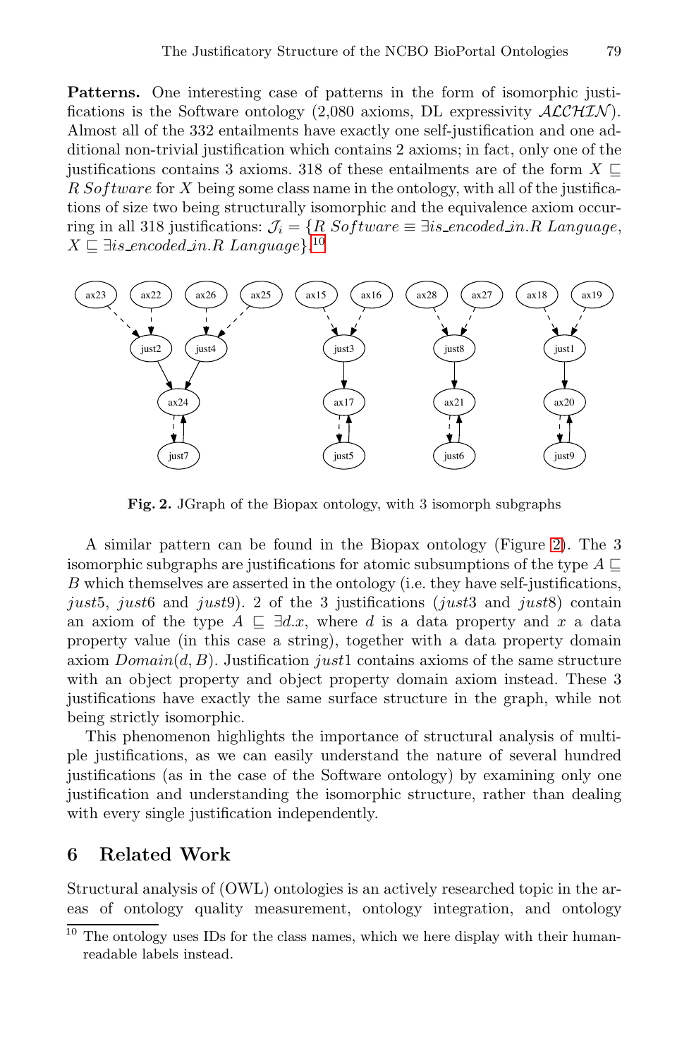**Patterns.** One interesting case of patterns in the form of isomorphic justifications is the Software ontology (2,080 axioms, DL expressivity $\mathcal{ALCHIN}$). Almost all of the 332 entailments have exactly one self-justification and one additional non-trivial justification which contains 2 axioms; in fact, only one of the justifications contains 3 axioms. 318 of these entailments are of the form $X \sqsubseteq R\ Software$ for $X$ being some class name in the ontology, with all of the justifications of size two being structurally isomorphic and the equivalence axiom occurring in all 318 justifications: $\mathcal{J}_i = \{R\ Software \equiv \exists is\_encoded\_in.R\ Language$, $X \sqsubseteq \exists is\_encoded\_in.R\ Language\}$.[10]

**Fig. 2.** JGraph of the Biopax ontology, with 3 isomorph subgraphs

A similar pattern can be found in the Biopax ontology (Figure 2). The 3 isomorphic subgraphs are justifications for atomic subsumptions of the type $A \sqsubseteq B$ which themselves are asserted in the ontology (i.e. they have self-justifications, $just5$, $just6$ and $just9$). 2 of the 3 justifications ($just3$ and $just8$) contain an axiom of the type $A \sqsubseteq \exists d.x$, where $d$ is a data property and $x$ a data property value (in this case a string), together with a data property domain axiom $Domain(d, B)$. Justification $just1$ contains axioms of the same structure with an object property and object property domain axiom instead. These 3 justifications have exactly the same surface structure in the graph, while not being strictly isomorphic.

This phenomenon highlights the importance of structural analysis of multiple justifications, as we can easily understand the nature of several hundred justifications (as in the case of the Software ontology) by examining only one justification and understanding the isomorphic structure, rather than dealing with every single justification independently.

## 6 Related Work

Structural analysis of (OWL) ontologies is an actively researched topic in the areas of ontology quality measurement, ontology integration, and ontology

[10] The ontology uses IDs for the class names, which we here display with their human-readable labels instead.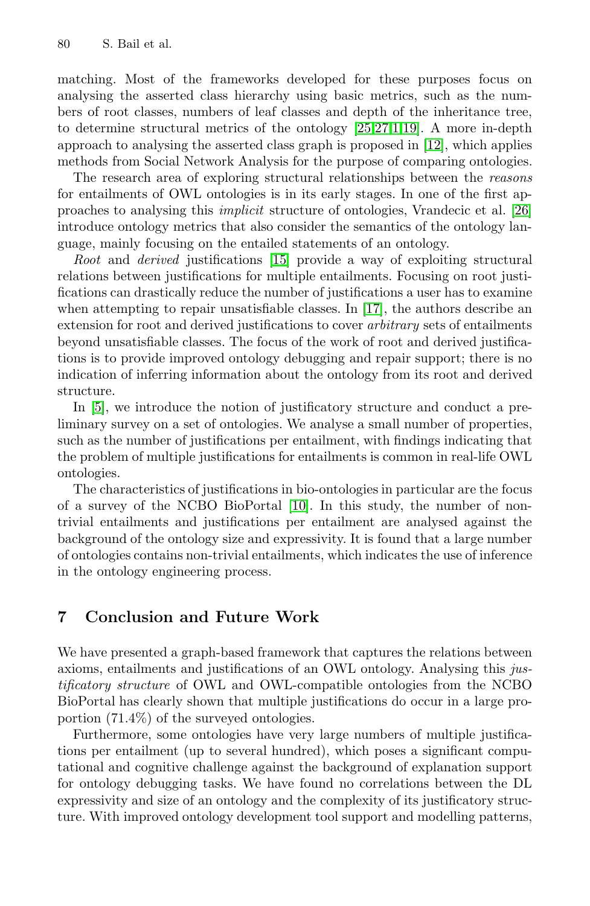matching. Most of the frameworks developed for these purposes focus on analysing the asserted class hierarchy using basic metrics, such as the numbers of root classes, numbers of leaf classes and depth of the inheritance tree, to determine structural metrics of the ontology [25,27,1,19]. A more in-depth approach to analysing the asserted class graph is proposed in [12], which applies methods from Social Network Analysis for the purpose of comparing ontologies.

The research area of exploring structural relationships between the *reasons* for entailments of OWL ontologies is in its early stages. In one of the first approaches to analysing this *implicit* structure of ontologies, Vrandecic et al. [26] introduce ontology metrics that also consider the semantics of the ontology language, mainly focusing on the entailed statements of an ontology.

*Root* and *derived* justifications [15] provide a way of exploiting structural relations between justifications for multiple entailments. Focusing on root justifications can drastically reduce the number of justifications a user has to examine when attempting to repair unsatisfiable classes. In [17], the authors describe an extension for root and derived justifications to cover *arbitrary* sets of entailments beyond unsatisfiable classes. The focus of the work of root and derived justifications is to provide improved ontology debugging and repair support; there is no indication of inferring information about the ontology from its root and derived structure.

In [5], we introduce the notion of justificatory structure and conduct a preliminary survey on a set of ontologies. We analyse a small number of properties, such as the number of justifications per entailment, with findings indicating that the problem of multiple justifications for entailments is common in real-life OWL ontologies.

The characteristics of justifications in bio-ontologies in particular are the focus of a survey of the NCBO BioPortal [10]. In this study, the number of non-trivial entailments and justifications per entailment are analysed against the background of the ontology size and expressivity. It is found that a large number of ontologies contains non-trivial entailments, which indicates the use of inference in the ontology engineering process.

## 7 Conclusion and Future Work

We have presented a graph-based framework that captures the relations between axioms, entailments and justifications of an OWL ontology. Analysing this *justificatory structure* of OWL and OWL-compatible ontologies from the NCBO BioPortal has clearly shown that multiple justifications do occur in a large proportion (71.4%) of the surveyed ontologies.

Furthermore, some ontologies have very large numbers of multiple justifications per entailment (up to several hundred), which poses a significant computational and cognitive challenge against the background of explanation support for ontology debugging tasks. We have found no correlations between the DL expressivity and size of an ontology and the complexity of its justificatory structure. With improved ontology development tool support and modelling patterns,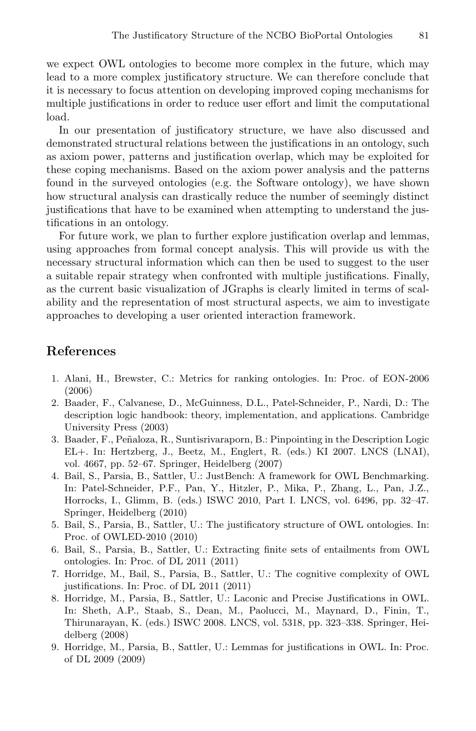we expect OWL ontologies to become more complex in the future, which may lead to a more complex justificatory structure. We can therefore conclude that it is necessary to focus attention on developing improved coping mechanisms for multiple justifications in order to reduce user effort and limit the computational load.

In our presentation of justificatory structure, we have also discussed and demonstrated structural relations between the justifications in an ontology, such as axiom power, patterns and justification overlap, which may be exploited for these coping mechanisms. Based on the axiom power analysis and the patterns found in the surveyed ontologies (e.g. the Software ontology), we have shown how structural analysis can drastically reduce the number of seemingly distinct justifications that have to be examined when attempting to understand the justifications in an ontology.

For future work, we plan to further explore justification overlap and lemmas, using approaches from formal concept analysis. This will provide us with the necessary structural information which can then be used to suggest to the user a suitable repair strategy when confronted with multiple justifications. Finally, as the current basic visualization of JGraphs is clearly limited in terms of scalability and the representation of most structural aspects, we aim to investigate approaches to developing a user oriented interaction framework.

## References

1. Alani, H., Brewster, C.: Metrics for ranking ontologies. In: Proc. of EON-2006 (2006)
2. Baader, F., Calvanese, D., McGuinness, D.L., Patel-Schneider, P., Nardi, D.: The description logic handbook: theory, implementation, and applications. Cambridge University Press (2003)
3. Baader, F., Peñaloza, R., Suntisrivaraporn, B.: Pinpointing in the Description Logic EL+. In: Hertzberg, J., Beetz, M., Englert, R. (eds.) KI 2007. LNCS (LNAI), vol. 4667, pp. 52–67. Springer, Heidelberg (2007)
4. Bail, S., Parsia, B., Sattler, U.: JustBench: A framework for OWL Benchmarking. In: Patel-Schneider, P.F., Pan, Y., Hitzler, P., Mika, P., Zhang, L., Pan, J.Z., Horrocks, I., Glimm, B. (eds.) ISWC 2010, Part I. LNCS, vol. 6496, pp. 32–47. Springer, Heidelberg (2010)
5. Bail, S., Parsia, B., Sattler, U.: The justificatory structure of OWL ontologies. In: Proc. of OWLED-2010 (2010)
6. Bail, S., Parsia, B., Sattler, U.: Extracting finite sets of entailments from OWL ontologies. In: Proc. of DL 2011 (2011)
7. Horridge, M., Bail, S., Parsia, B., Sattler, U.: The cognitive complexity of OWL justifications. In: Proc. of DL 2011 (2011)
8. Horridge, M., Parsia, B., Sattler, U.: Laconic and Precise Justifications in OWL. In: Sheth, A.P., Staab, S., Dean, M., Paolucci, M., Maynard, D., Finin, T., Thirunarayan, K. (eds.) ISWC 2008. LNCS, vol. 5318, pp. 323–338. Springer, Heidelberg (2008)
9. Horridge, M., Parsia, B., Sattler, U.: Lemmas for justifications in OWL. In: Proc. of DL 2009 (2009)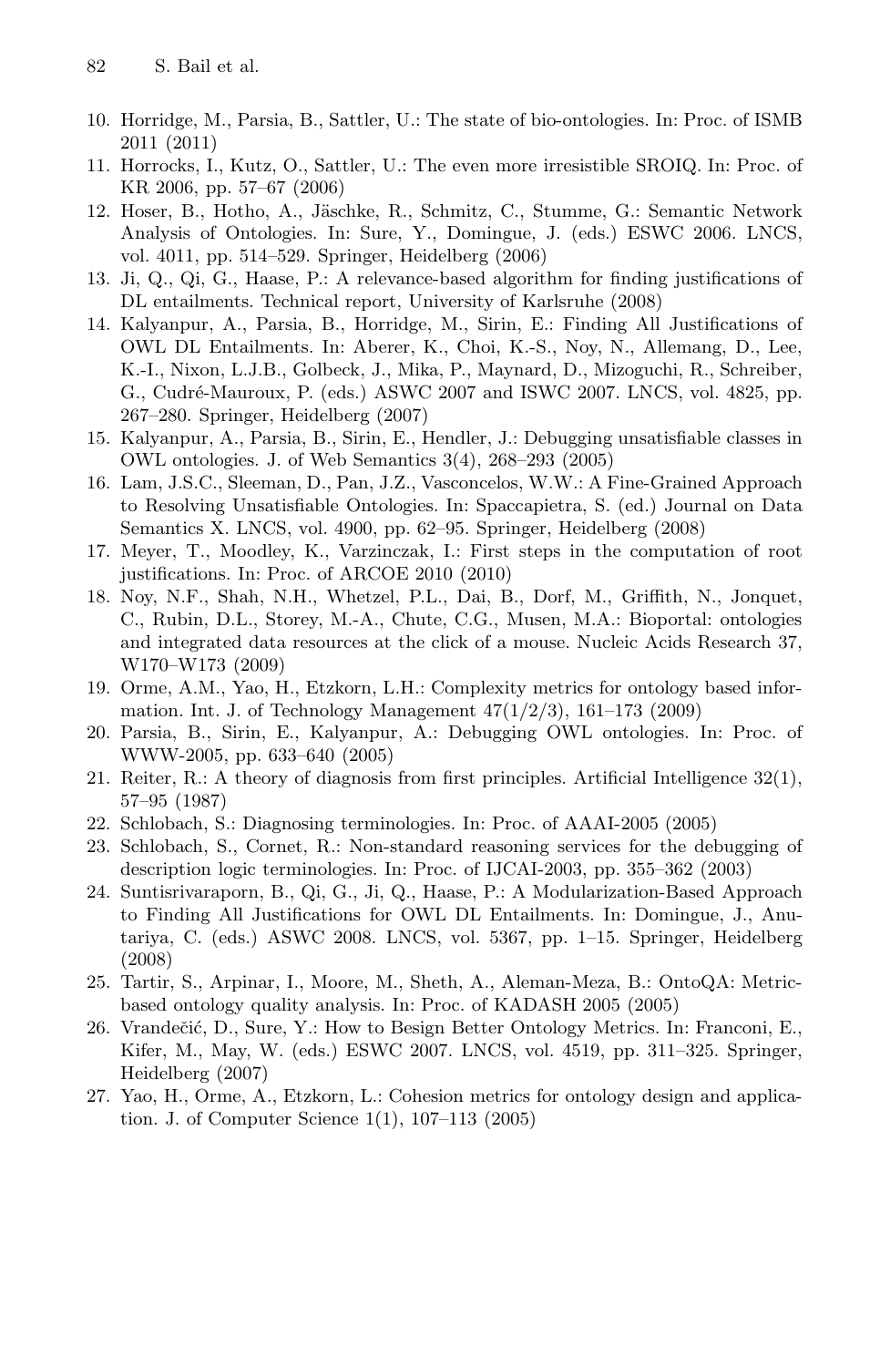10. Horridge, M., Parsia, B., Sattler, U.: The state of bio-ontologies. In: Proc. of ISMB 2011 (2011)
11. Horrocks, I., Kutz, O., Sattler, U.: The even more irresistible SROIQ. In: Proc. of KR 2006, pp. 57–67 (2006)
12. Hoser, B., Hotho, A., Jäschke, R., Schmitz, C., Stumme, G.: Semantic Network Analysis of Ontologies. In: Sure, Y., Domingue, J. (eds.) ESWC 2006. LNCS, vol. 4011, pp. 514–529. Springer, Heidelberg (2006)
13. Ji, Q., Qi, G., Haase, P.: A relevance-based algorithm for finding justifications of DL entailments. Technical report, University of Karlsruhe (2008)
14. Kalyanpur, A., Parsia, B., Horridge, M., Sirin, E.: Finding All Justifications of OWL DL Entailments. In: Aberer, K., Choi, K.-S., Noy, N., Allemang, D., Lee, K.-I., Nixon, L.J.B., Golbeck, J., Mika, P., Maynard, D., Mizoguchi, R., Schreiber, G., Cudré-Mauroux, P. (eds.) ASWC 2007 and ISWC 2007. LNCS, vol. 4825, pp. 267–280. Springer, Heidelberg (2007)
15. Kalyanpur, A., Parsia, B., Sirin, E., Hendler, J.: Debugging unsatisfiable classes in OWL ontologies. J. of Web Semantics 3(4), 268–293 (2005)
16. Lam, J.S.C., Sleeman, D., Pan, J.Z., Vasconcelos, W.W.: A Fine-Grained Approach to Resolving Unsatisfiable Ontologies. In: Spaccapietra, S. (ed.) Journal on Data Semantics X. LNCS, vol. 4900, pp. 62–95. Springer, Heidelberg (2008)
17. Meyer, T., Moodley, K., Varzinczak, I.: First steps in the computation of root justifications. In: Proc. of ARCOE 2010 (2010)
18. Noy, N.F., Shah, N.H., Whetzel, P.L., Dai, B., Dorf, M., Griffith, N., Jonquet, C., Rubin, D.L., Storey, M.-A., Chute, C.G., Musen, M.A.: Bioportal: ontologies and integrated data resources at the click of a mouse. Nucleic Acids Research 37, W170–W173 (2009)
19. Orme, A.M., Yao, H., Etzkorn, L.H.: Complexity metrics for ontology based information. Int. J. of Technology Management 47(1/2/3), 161–173 (2009)
20. Parsia, B., Sirin, E., Kalyanpur, A.: Debugging OWL ontologies. In: Proc. of WWW-2005, pp. 633–640 (2005)
21. Reiter, R.: A theory of diagnosis from first principles. Artificial Intelligence 32(1), 57–95 (1987)
22. Schlobach, S.: Diagnosing terminologies. In: Proc. of AAAI-2005 (2005)
23. Schlobach, S., Cornet, R.: Non-standard reasoning services for the debugging of description logic terminologies. In: Proc. of IJCAI-2003, pp. 355–362 (2003)
24. Suntisrivaraporn, B., Qi, G., Ji, Q., Haase, P.: A Modularization-Based Approach to Finding All Justifications for OWL DL Entailments. In: Domingue, J., Anutariya, C. (eds.) ASWC 2008. LNCS, vol. 5367, pp. 1–15. Springer, Heidelberg (2008)
25. Tartir, S., Arpinar, I., Moore, M., Sheth, A., Aleman-Meza, B.: OntoQA: Metric-based ontology quality analysis. In: Proc. of KADASH 2005 (2005)
26. Vrandečić, D., Sure, Y.: How to Besign Better Ontology Metrics. In: Franconi, E., Kifer, M., May, W. (eds.) ESWC 2007. LNCS, vol. 4519, pp. 311–325. Springer, Heidelberg (2007)
27. Yao, H., Orme, A., Etzkorn, L.: Cohesion metrics for ontology design and application. J. of Computer Science 1(1), 107–113 (2005)